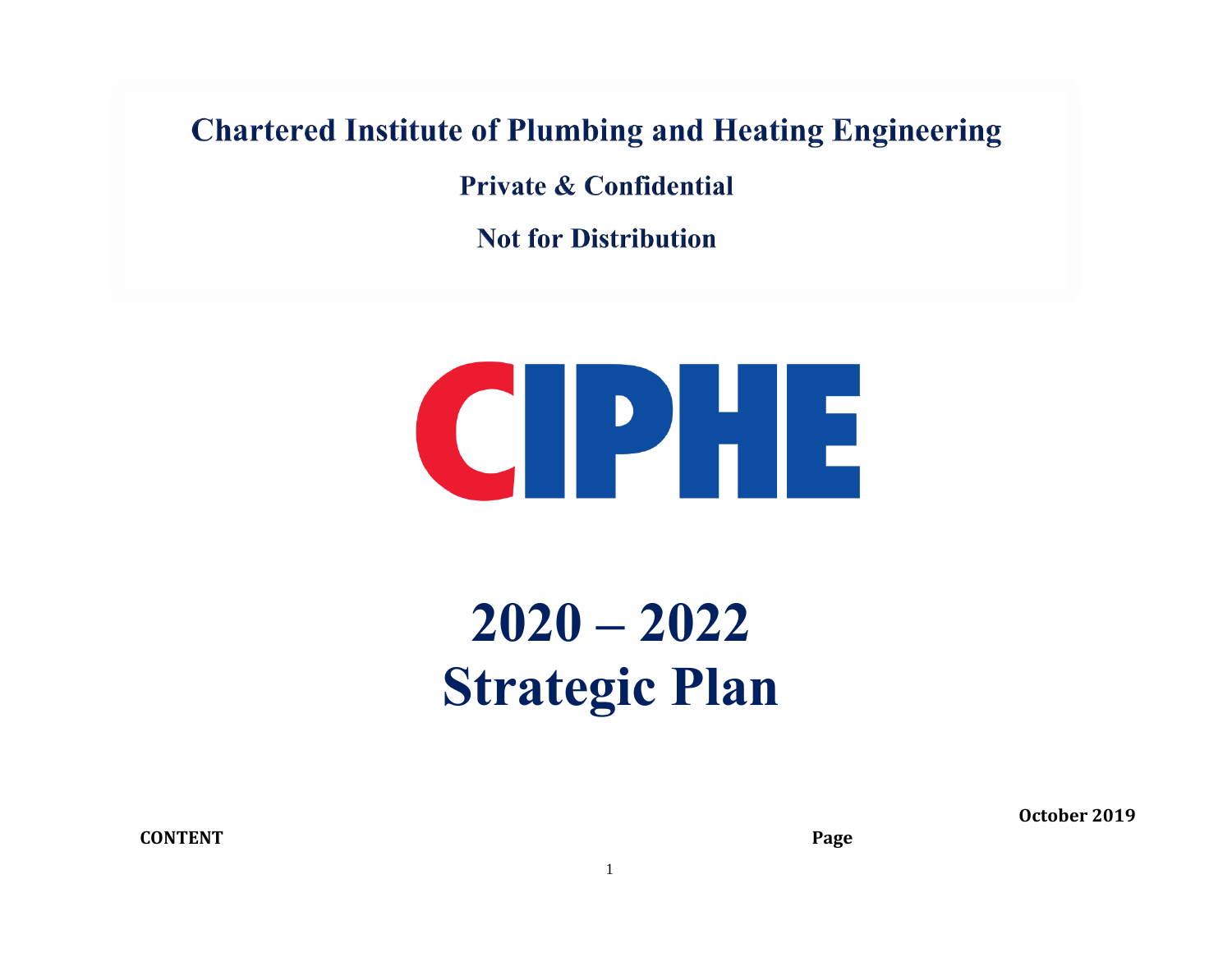**Chartered Institute of Plumbing and Heating Engineering**

**Private & Confidential**

**Not for Distribution**

CIPHE

# 2020 – 2022 Strategic Plan

**October 2019**

**CONTENT** **Page**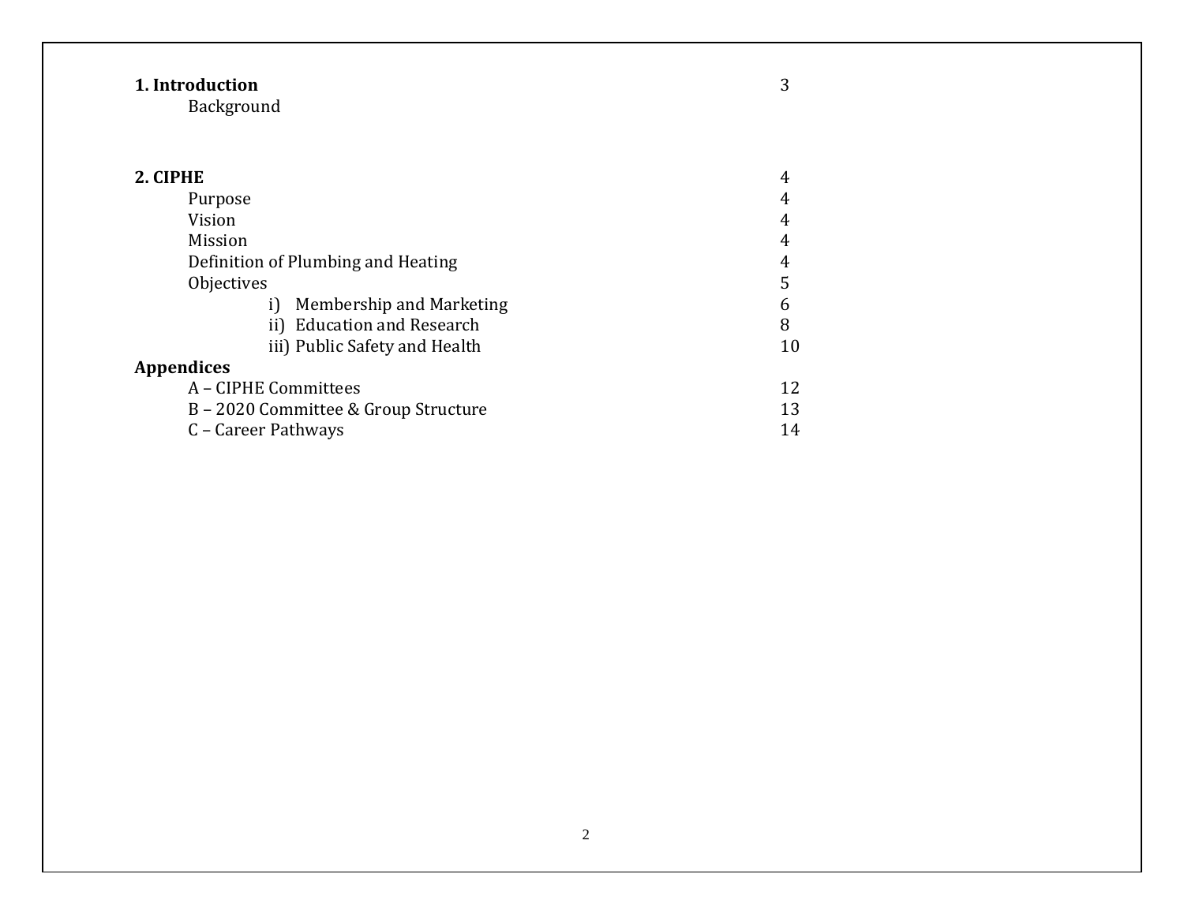| | |
|---|---|
| **1. Introduction** | 3 |
| Background | |
| | |
| **2. CIPHE** | 4 |
| Purpose | 4 |
| Vision | 4 |
| Mission | 4 |
| Definition of Plumbing and Heating | 4 |
| Objectives | 5 |
| i) Membership and Marketing | 6 |
| ii) Education and Research | 8 |
| iii) Public Safety and Health | 10 |
| **Appendices** | |
| A – CIPHE Committees | 12 |
| B – 2020 Committee & Group Structure | 13 |
| C – Career Pathways | 14 |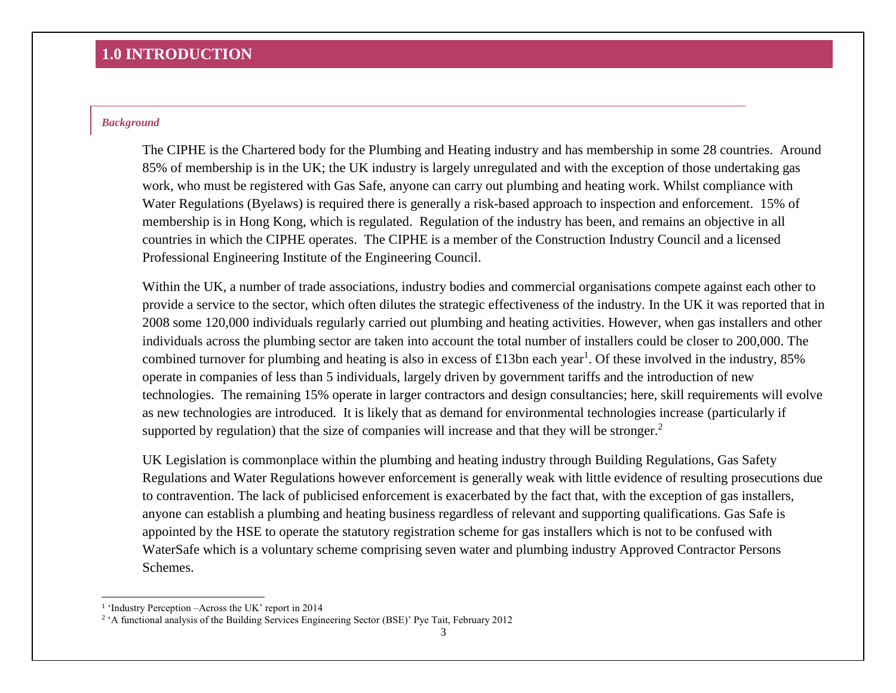# 1.0 INTRODUCTION

*Background*

The CIPHE is the Chartered body for the Plumbing and Heating industry and has membership in some 28 countries. Around 85% of membership is in the UK; the UK industry is largely unregulated and with the exception of those undertaking gas work, who must be registered with Gas Safe, anyone can carry out plumbing and heating work. Whilst compliance with Water Regulations (Byelaws) is required there is generally a risk-based approach to inspection and enforcement. 15% of membership is in Hong Kong, which is regulated. Regulation of the industry has been, and remains an objective in all countries in which the CIPHE operates. The CIPHE is a member of the Construction Industry Council and a licensed Professional Engineering Institute of the Engineering Council.

Within the UK, a number of trade associations, industry bodies and commercial organisations compete against each other to provide a service to the sector, which often dilutes the strategic effectiveness of the industry. In the UK it was reported that in 2008 some 120,000 individuals regularly carried out plumbing and heating activities. However, when gas installers and other individuals across the plumbing sector are taken into account the total number of installers could be closer to 200,000. The combined turnover for plumbing and heating is also in excess of £13bn each year[1]. Of these involved in the industry, 85% operate in companies of less than 5 individuals, largely driven by government tariffs and the introduction of new technologies. The remaining 15% operate in larger contractors and design consultancies; here, skill requirements will evolve as new technologies are introduced. It is likely that as demand for environmental technologies increase (particularly if supported by regulation) that the size of companies will increase and that they will be stronger.[2]

UK Legislation is commonplace within the plumbing and heating industry through Building Regulations, Gas Safety Regulations and Water Regulations however enforcement is generally weak with little evidence of resulting prosecutions due to contravention. The lack of publicised enforcement is exacerbated by the fact that, with the exception of gas installers, anyone can establish a plumbing and heating business regardless of relevant and supporting qualifications. Gas Safe is appointed by the HSE to operate the statutory registration scheme for gas installers which is not to be confused with WaterSafe which is a voluntary scheme comprising seven water and plumbing industry Approved Contractor Persons Schemes.

---

[1] 'Industry Perception –Across the UK' report in 2014

[2] 'A functional analysis of the Building Services Engineering Sector (BSE)' Pye Tait, February 2012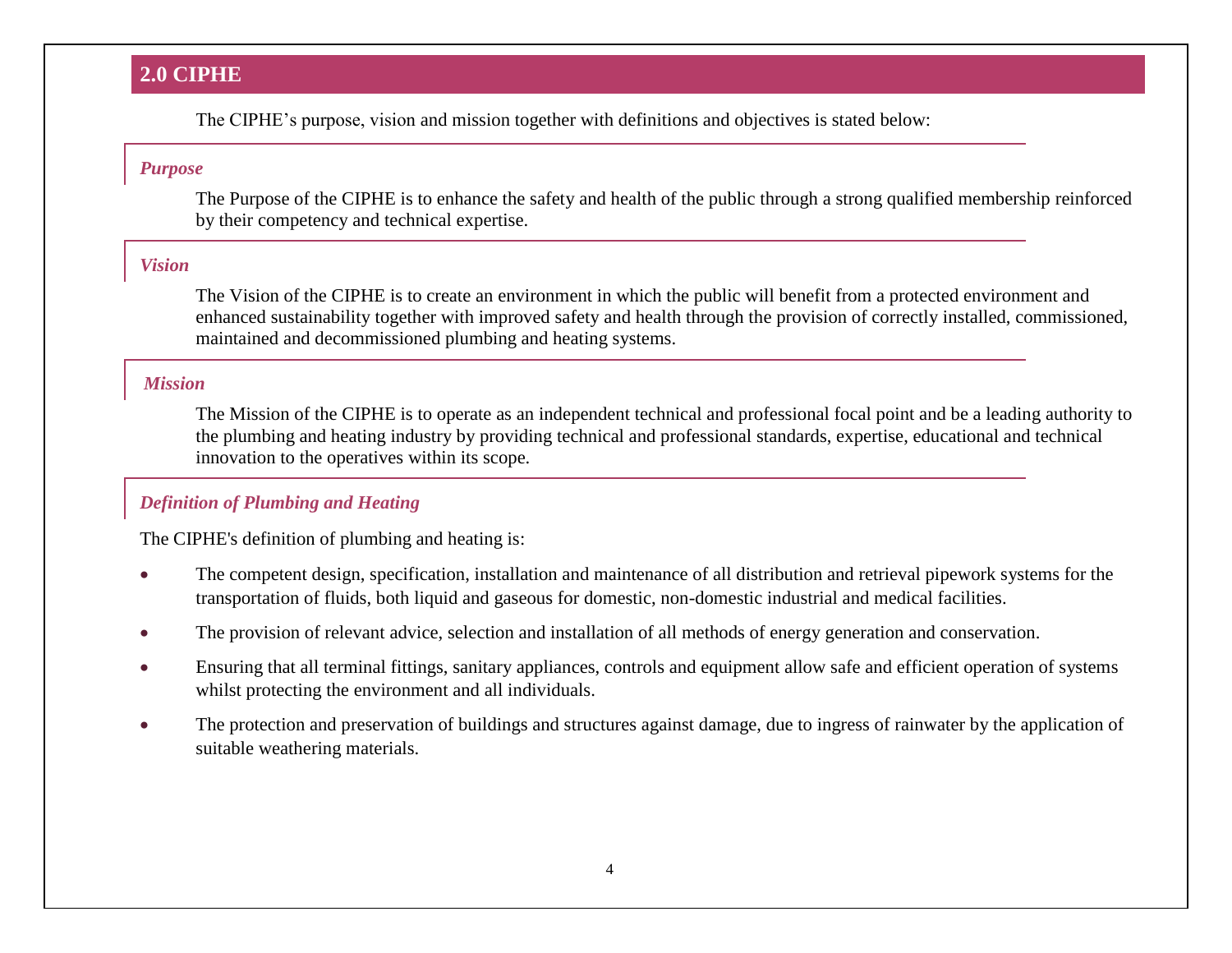## 2.0 CIPHE

The CIPHE's purpose, vision and mission together with definitions and objectives is stated below:

### *Purpose*

The Purpose of the CIPHE is to enhance the safety and health of the public through a strong qualified membership reinforced by their competency and technical expertise.

### *Vision*

The Vision of the CIPHE is to create an environment in which the public will benefit from a protected environment and enhanced sustainability together with improved safety and health through the provision of correctly installed, commissioned, maintained and decommissioned plumbing and heating systems.

### *Mission*

The Mission of the CIPHE is to operate as an independent technical and professional focal point and be a leading authority to the plumbing and heating industry by providing technical and professional standards, expertise, educational and technical innovation to the operatives within its scope.

### *Definition of Plumbing and Heating*

The CIPHE's definition of plumbing and heating is:

- The competent design, specification, installation and maintenance of all distribution and retrieval pipework systems for the transportation of fluids, both liquid and gaseous for domestic, non-domestic industrial and medical facilities.
- The provision of relevant advice, selection and installation of all methods of energy generation and conservation.
- Ensuring that all terminal fittings, sanitary appliances, controls and equipment allow safe and efficient operation of systems whilst protecting the environment and all individuals.
- The protection and preservation of buildings and structures against damage, due to ingress of rainwater by the application of suitable weathering materials.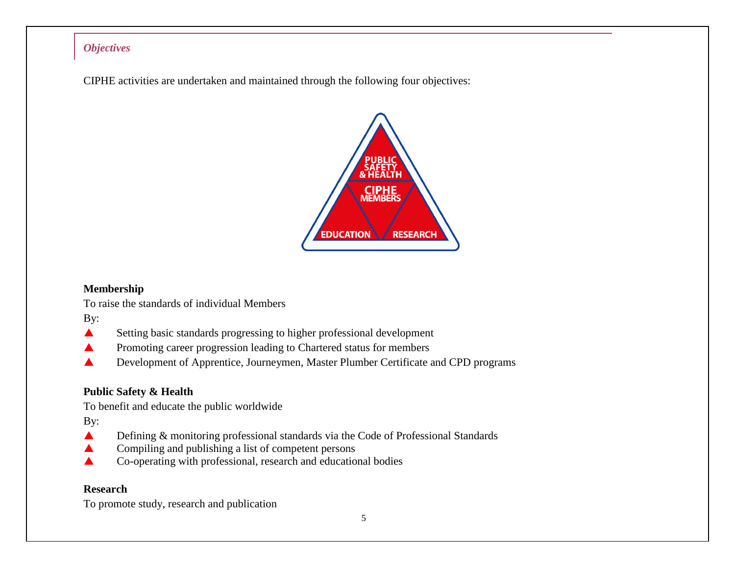*Objectives*

CIPHE activities are undertaken and maintained through the following four objectives:

**Membership**

To raise the standards of individual Members

By:

- Setting basic standards progressing to higher professional development
- Promoting career progression leading to Chartered status for members
- Development of Apprentice, Journeymen, Master Plumber Certificate and CPD programs

**Public Safety & Health**

To benefit and educate the public worldwide

By:

- Defining & monitoring professional standards via the Code of Professional Standards
- Compiling and publishing a list of competent persons
- Co-operating with professional, research and educational bodies

**Research**

To promote study, research and publication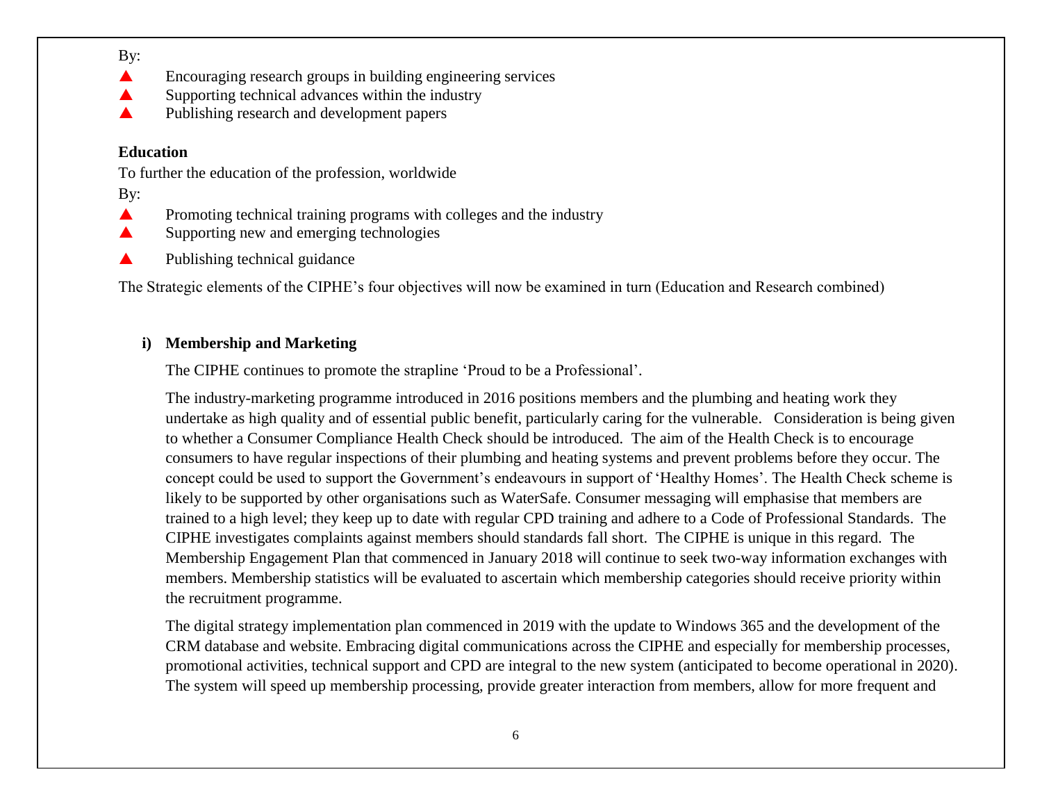By:

- Encouraging research groups in building engineering services
- Supporting technical advances within the industry
- Publishing research and development papers

**Education**

To further the education of the profession, worldwide

By:

- Promoting technical training programs with colleges and the industry
- Supporting new and emerging technologies
- Publishing technical guidance

The Strategic elements of the CIPHE's four objectives will now be examined in turn (Education and Research combined)

**i) Membership and Marketing**

The CIPHE continues to promote the strapline 'Proud to be a Professional'.

The industry-marketing programme introduced in 2016 positions members and the plumbing and heating work they undertake as high quality and of essential public benefit, particularly caring for the vulnerable. Consideration is being given to whether a Consumer Compliance Health Check should be introduced. The aim of the Health Check is to encourage consumers to have regular inspections of their plumbing and heating systems and prevent problems before they occur. The concept could be used to support the Government's endeavours in support of 'Healthy Homes'. The Health Check scheme is likely to be supported by other organisations such as WaterSafe. Consumer messaging will emphasise that members are trained to a high level; they keep up to date with regular CPD training and adhere to a Code of Professional Standards. The CIPHE investigates complaints against members should standards fall short. The CIPHE is unique in this regard. The Membership Engagement Plan that commenced in January 2018 will continue to seek two-way information exchanges with members. Membership statistics will be evaluated to ascertain which membership categories should receive priority within the recruitment programme.

The digital strategy implementation plan commenced in 2019 with the update to Windows 365 and the development of the CRM database and website. Embracing digital communications across the CIPHE and especially for membership processes, promotional activities, technical support and CPD are integral to the new system (anticipated to become operational in 2020). The system will speed up membership processing, provide greater interaction from members, allow for more frequent and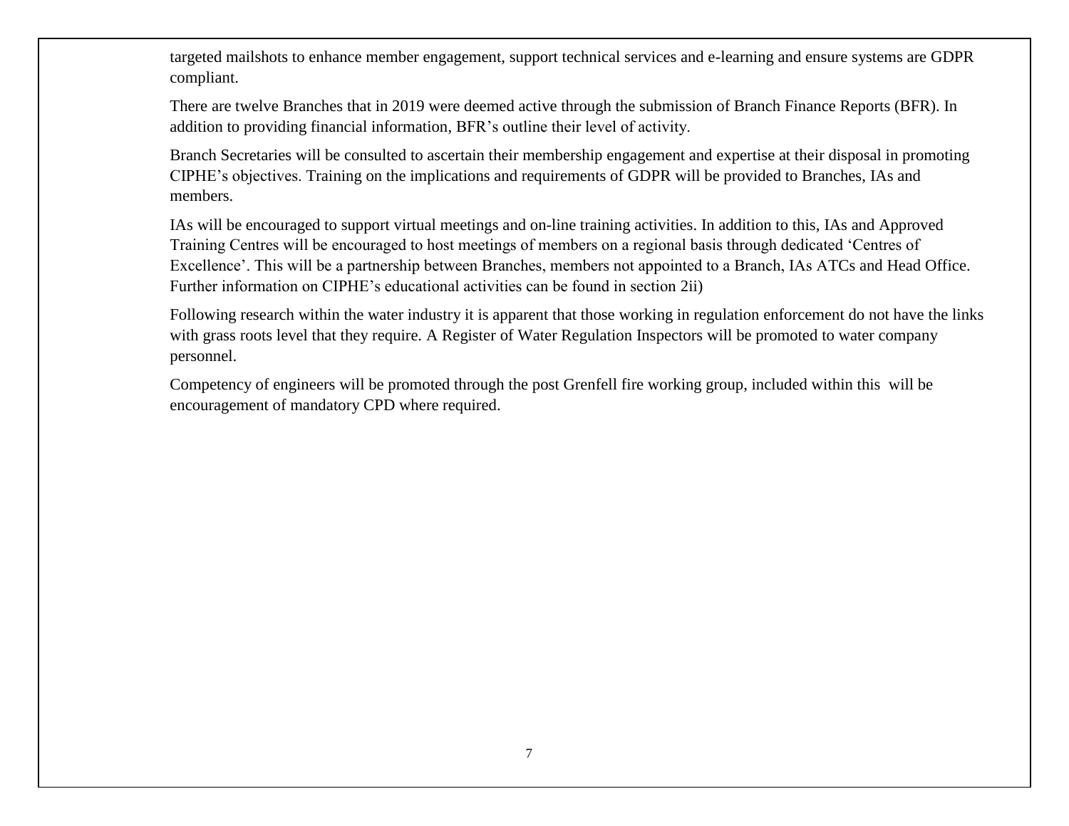targeted mailshots to enhance member engagement, support technical services and e-learning and ensure systems are GDPR compliant.

There are twelve Branches that in 2019 were deemed active through the submission of Branch Finance Reports (BFR). In addition to providing financial information, BFR's outline their level of activity.

Branch Secretaries will be consulted to ascertain their membership engagement and expertise at their disposal in promoting CIPHE's objectives. Training on the implications and requirements of GDPR will be provided to Branches, IAs and members.

IAs will be encouraged to support virtual meetings and on-line training activities. In addition to this, IAs and Approved Training Centres will be encouraged to host meetings of members on a regional basis through dedicated 'Centres of Excellence'. This will be a partnership between Branches, members not appointed to a Branch, IAs ATCs and Head Office. Further information on CIPHE's educational activities can be found in section 2ii)

Following research within the water industry it is apparent that those working in regulation enforcement do not have the links with grass roots level that they require. A Register of Water Regulation Inspectors will be promoted to water company personnel.

Competency of engineers will be promoted through the post Grenfell fire working group, included within this will be encouragement of mandatory CPD where required.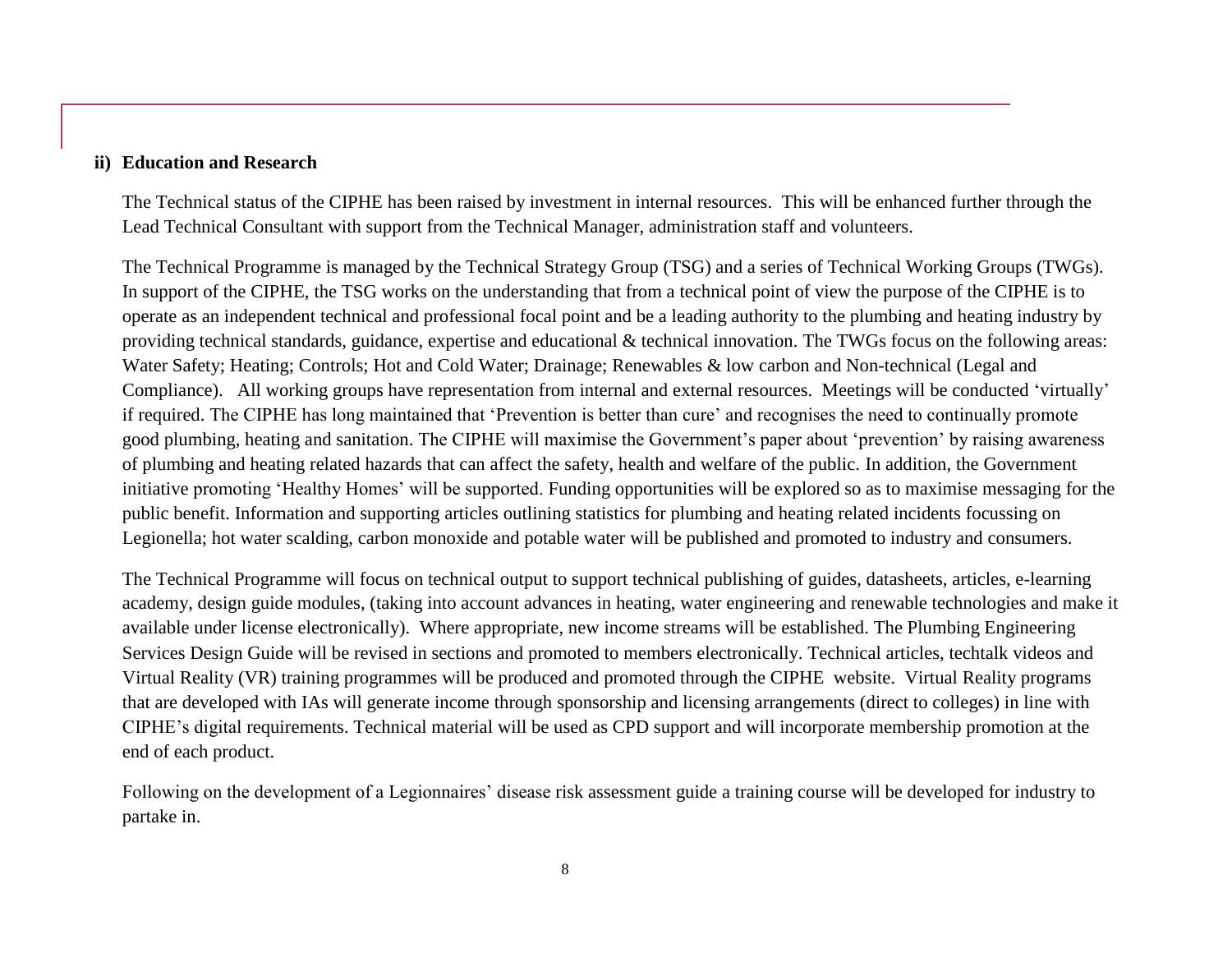### ii) Education and Research

The Technical status of the CIPHE has been raised by investment in internal resources. This will be enhanced further through the Lead Technical Consultant with support from the Technical Manager, administration staff and volunteers.

The Technical Programme is managed by the Technical Strategy Group (TSG) and a series of Technical Working Groups (TWGs). In support of the CIPHE, the TSG works on the understanding that from a technical point of view the purpose of the CIPHE is to operate as an independent technical and professional focal point and be a leading authority to the plumbing and heating industry by providing technical standards, guidance, expertise and educational & technical innovation. The TWGs focus on the following areas: Water Safety; Heating; Controls; Hot and Cold Water; Drainage; Renewables & low carbon and Non-technical (Legal and Compliance). All working groups have representation from internal and external resources. Meetings will be conducted 'virtually' if required. The CIPHE has long maintained that 'Prevention is better than cure' and recognises the need to continually promote good plumbing, heating and sanitation. The CIPHE will maximise the Government's paper about 'prevention' by raising awareness of plumbing and heating related hazards that can affect the safety, health and welfare of the public. In addition, the Government initiative promoting 'Healthy Homes' will be supported. Funding opportunities will be explored so as to maximise messaging for the public benefit. Information and supporting articles outlining statistics for plumbing and heating related incidents focussing on Legionella; hot water scalding, carbon monoxide and potable water will be published and promoted to industry and consumers.

The Technical Programme will focus on technical output to support technical publishing of guides, datasheets, articles, e-learning academy, design guide modules, (taking into account advances in heating, water engineering and renewable technologies and make it available under license electronically). Where appropriate, new income streams will be established. The Plumbing Engineering Services Design Guide will be revised in sections and promoted to members electronically. Technical articles, techtalk videos and Virtual Reality (VR) training programmes will be produced and promoted through the CIPHE website. Virtual Reality programs that are developed with IAs will generate income through sponsorship and licensing arrangements (direct to colleges) in line with CIPHE's digital requirements. Technical material will be used as CPD support and will incorporate membership promotion at the end of each product.

Following on the development of a Legionnaires' disease risk assessment guide a training course will be developed for industry to partake in.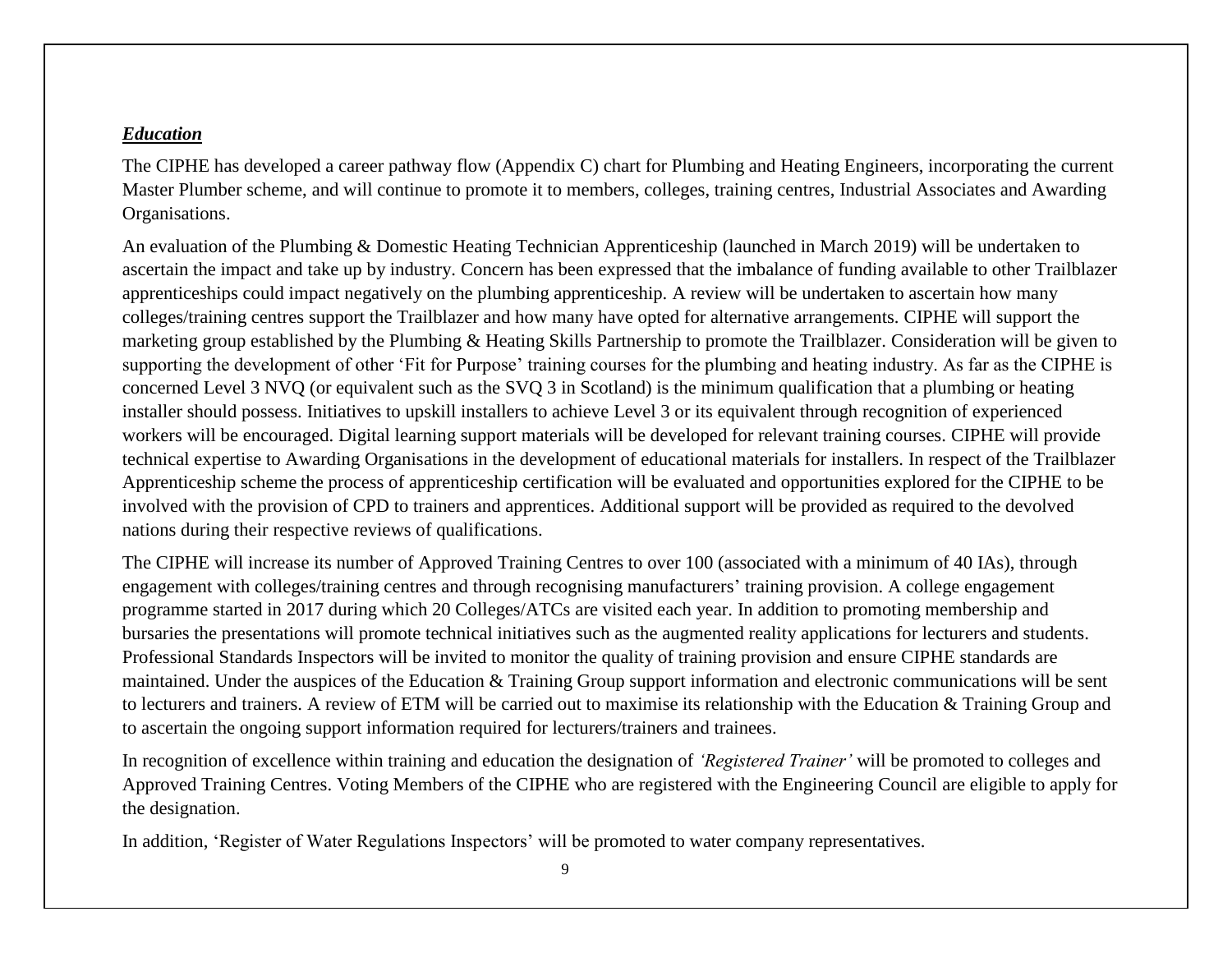***Education***

The CIPHE has developed a career pathway flow (Appendix C) chart for Plumbing and Heating Engineers, incorporating the current Master Plumber scheme, and will continue to promote it to members, colleges, training centres, Industrial Associates and Awarding Organisations.

An evaluation of the Plumbing & Domestic Heating Technician Apprenticeship (launched in March 2019) will be undertaken to ascertain the impact and take up by industry. Concern has been expressed that the imbalance of funding available to other Trailblazer apprenticeships could impact negatively on the plumbing apprenticeship. A review will be undertaken to ascertain how many colleges/training centres support the Trailblazer and how many have opted for alternative arrangements. CIPHE will support the marketing group established by the Plumbing & Heating Skills Partnership to promote the Trailblazer. Consideration will be given to supporting the development of other 'Fit for Purpose' training courses for the plumbing and heating industry. As far as the CIPHE is concerned Level 3 NVQ (or equivalent such as the SVQ 3 in Scotland) is the minimum qualification that a plumbing or heating installer should possess. Initiatives to upskill installers to achieve Level 3 or its equivalent through recognition of experienced workers will be encouraged. Digital learning support materials will be developed for relevant training courses. CIPHE will provide technical expertise to Awarding Organisations in the development of educational materials for installers. In respect of the Trailblazer Apprenticeship scheme the process of apprenticeship certification will be evaluated and opportunities explored for the CIPHE to be involved with the provision of CPD to trainers and apprentices. Additional support will be provided as required to the devolved nations during their respective reviews of qualifications.

The CIPHE will increase its number of Approved Training Centres to over 100 (associated with a minimum of 40 IAs), through engagement with colleges/training centres and through recognising manufacturers' training provision. A college engagement programme started in 2017 during which 20 Colleges/ATCs are visited each year. In addition to promoting membership and bursaries the presentations will promote technical initiatives such as the augmented reality applications for lecturers and students. Professional Standards Inspectors will be invited to monitor the quality of training provision and ensure CIPHE standards are maintained. Under the auspices of the Education & Training Group support information and electronic communications will be sent to lecturers and trainers. A review of ETM will be carried out to maximise its relationship with the Education & Training Group and to ascertain the ongoing support information required for lecturers/trainers and trainees.

In recognition of excellence within training and education the designation of *'Registered Trainer'* will be promoted to colleges and Approved Training Centres. Voting Members of the CIPHE who are registered with the Engineering Council are eligible to apply for the designation.

In addition, 'Register of Water Regulations Inspectors' will be promoted to water company representatives.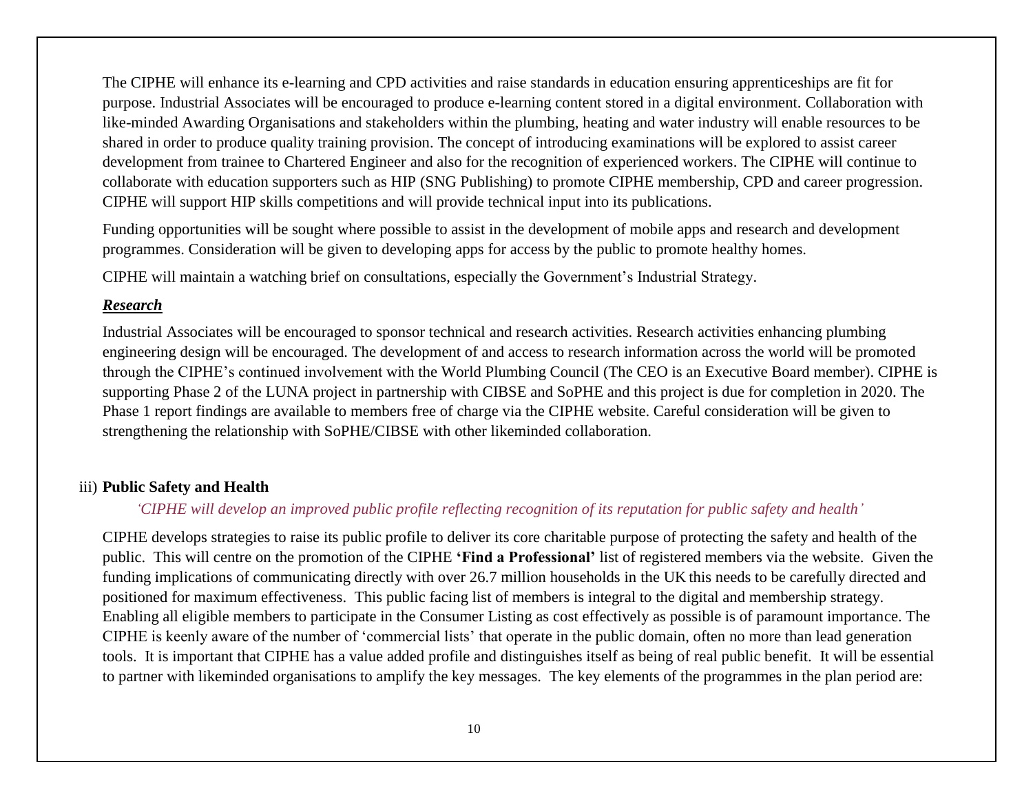The CIPHE will enhance its e-learning and CPD activities and raise standards in education ensuring apprenticeships are fit for purpose. Industrial Associates will be encouraged to produce e-learning content stored in a digital environment. Collaboration with like-minded Awarding Organisations and stakeholders within the plumbing, heating and water industry will enable resources to be shared in order to produce quality training provision. The concept of introducing examinations will be explored to assist career development from trainee to Chartered Engineer and also for the recognition of experienced workers. The CIPHE will continue to collaborate with education supporters such as HIP (SNG Publishing) to promote CIPHE membership, CPD and career progression. CIPHE will support HIP skills competitions and will provide technical input into its publications.

Funding opportunities will be sought where possible to assist in the development of mobile apps and research and development programmes. Consideration will be given to developing apps for access by the public to promote healthy homes.

CIPHE will maintain a watching brief on consultations, especially the Government's Industrial Strategy.

***Research***

Industrial Associates will be encouraged to sponsor technical and research activities. Research activities enhancing plumbing engineering design will be encouraged. The development of and access to research information across the world will be promoted through the CIPHE's continued involvement with the World Plumbing Council (The CEO is an Executive Board member). CIPHE is supporting Phase 2 of the LUNA project in partnership with CIBSE and SoPHE and this project is due for completion in 2020. The Phase 1 report findings are available to members free of charge via the CIPHE website. Careful consideration will be given to strengthening the relationship with SoPHE/CIBSE with other likeminded collaboration.

iii) **Public Safety and Health**

*'CIPHE will develop an improved public profile reflecting recognition of its reputation for public safety and health'*

CIPHE develops strategies to raise its public profile to deliver its core charitable purpose of protecting the safety and health of the public. This will centre on the promotion of the CIPHE **'Find a Professional'** list of registered members via the website. Given the funding implications of communicating directly with over 26.7 million households in the UK this needs to be carefully directed and positioned for maximum effectiveness. This public facing list of members is integral to the digital and membership strategy. Enabling all eligible members to participate in the Consumer Listing as cost effectively as possible is of paramount importance. The CIPHE is keenly aware of the number of 'commercial lists' that operate in the public domain, often no more than lead generation tools. It is important that CIPHE has a value added profile and distinguishes itself as being of real public benefit. It will be essential to partner with likeminded organisations to amplify the key messages. The key elements of the programmes in the plan period are: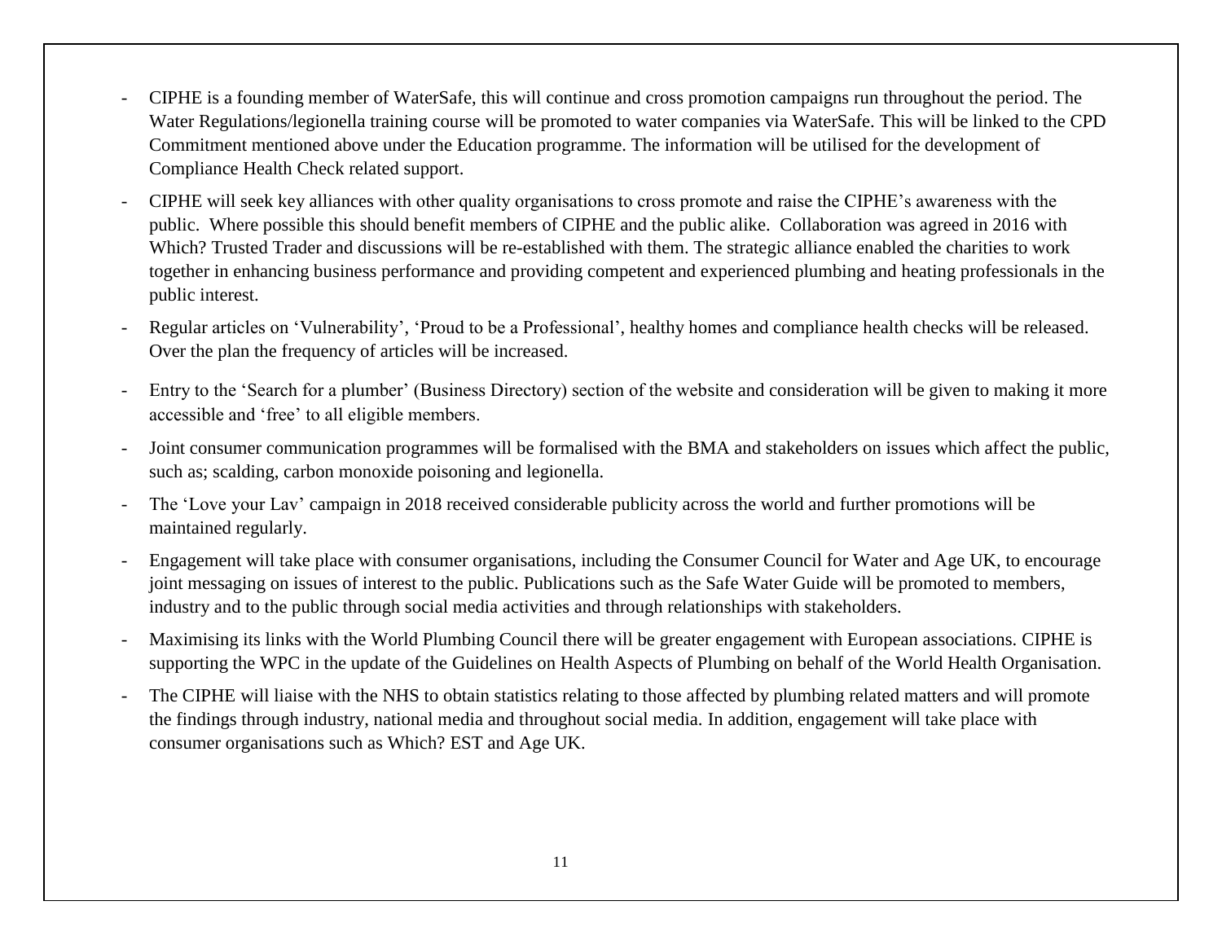- CIPHE is a founding member of WaterSafe, this will continue and cross promotion campaigns run throughout the period. The Water Regulations/legionella training course will be promoted to water companies via WaterSafe. This will be linked to the CPD Commitment mentioned above under the Education programme. The information will be utilised for the development of Compliance Health Check related support.
- CIPHE will seek key alliances with other quality organisations to cross promote and raise the CIPHE's awareness with the public. Where possible this should benefit members of CIPHE and the public alike. Collaboration was agreed in 2016 with Which? Trusted Trader and discussions will be re-established with them. The strategic alliance enabled the charities to work together in enhancing business performance and providing competent and experienced plumbing and heating professionals in the public interest.
- Regular articles on 'Vulnerability', 'Proud to be a Professional', healthy homes and compliance health checks will be released. Over the plan the frequency of articles will be increased.
- Entry to the 'Search for a plumber' (Business Directory) section of the website and consideration will be given to making it more accessible and 'free' to all eligible members.
- Joint consumer communication programmes will be formalised with the BMA and stakeholders on issues which affect the public, such as; scalding, carbon monoxide poisoning and legionella.
- The 'Love your Lav' campaign in 2018 received considerable publicity across the world and further promotions will be maintained regularly.
- Engagement will take place with consumer organisations, including the Consumer Council for Water and Age UK, to encourage joint messaging on issues of interest to the public. Publications such as the Safe Water Guide will be promoted to members, industry and to the public through social media activities and through relationships with stakeholders.
- Maximising its links with the World Plumbing Council there will be greater engagement with European associations. CIPHE is supporting the WPC in the update of the Guidelines on Health Aspects of Plumbing on behalf of the World Health Organisation.
- The CIPHE will liaise with the NHS to obtain statistics relating to those affected by plumbing related matters and will promote the findings through industry, national media and throughout social media. In addition, engagement will take place with consumer organisations such as Which? EST and Age UK.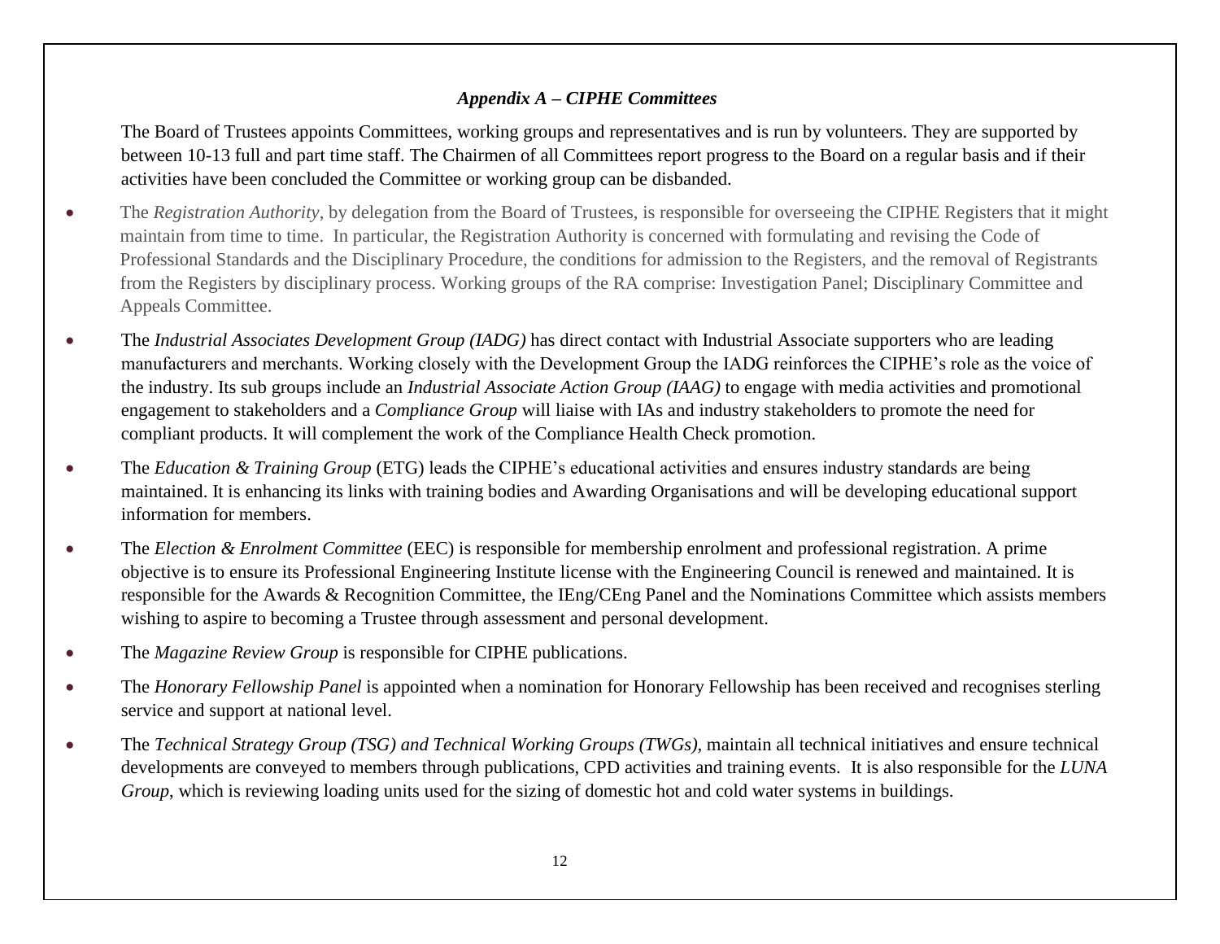### *Appendix A – CIPHE Committees*

The Board of Trustees appoints Committees, working groups and representatives and is run by volunteers. They are supported by between 10-13 full and part time staff. The Chairmen of all Committees report progress to the Board on a regular basis and if their activities have been concluded the Committee or working group can be disbanded.

- The *Registration Authority*, by delegation from the Board of Trustees, is responsible for overseeing the CIPHE Registers that it might maintain from time to time. In particular, the Registration Authority is concerned with formulating and revising the Code of Professional Standards and the Disciplinary Procedure, the conditions for admission to the Registers, and the removal of Registrants from the Registers by disciplinary process. Working groups of the RA comprise: Investigation Panel; Disciplinary Committee and Appeals Committee.
- The *Industrial Associates Development Group (IADG)* has direct contact with Industrial Associate supporters who are leading manufacturers and merchants. Working closely with the Development Group the IADG reinforces the CIPHE's role as the voice of the industry. Its sub groups include an *Industrial Associate Action Group (IAAG)* to engage with media activities and promotional engagement to stakeholders and a *Compliance Group* will liaise with IAs and industry stakeholders to promote the need for compliant products. It will complement the work of the Compliance Health Check promotion.
- The *Education & Training Group* (ETG) leads the CIPHE's educational activities and ensures industry standards are being maintained. It is enhancing its links with training bodies and Awarding Organisations and will be developing educational support information for members.
- The *Election & Enrolment Committee* (EEC) is responsible for membership enrolment and professional registration. A prime objective is to ensure its Professional Engineering Institute license with the Engineering Council is renewed and maintained. It is responsible for the Awards & Recognition Committee, the IEng/CEng Panel and the Nominations Committee which assists members wishing to aspire to becoming a Trustee through assessment and personal development.
- The *Magazine Review Group* is responsible for CIPHE publications.
- The *Honorary Fellowship Panel* is appointed when a nomination for Honorary Fellowship has been received and recognises sterling service and support at national level.
- The *Technical Strategy Group (TSG) and Technical Working Groups (TWGs)*, maintain all technical initiatives and ensure technical developments are conveyed to members through publications, CPD activities and training events. It is also responsible for the *LUNA Group*, which is reviewing loading units used for the sizing of domestic hot and cold water systems in buildings.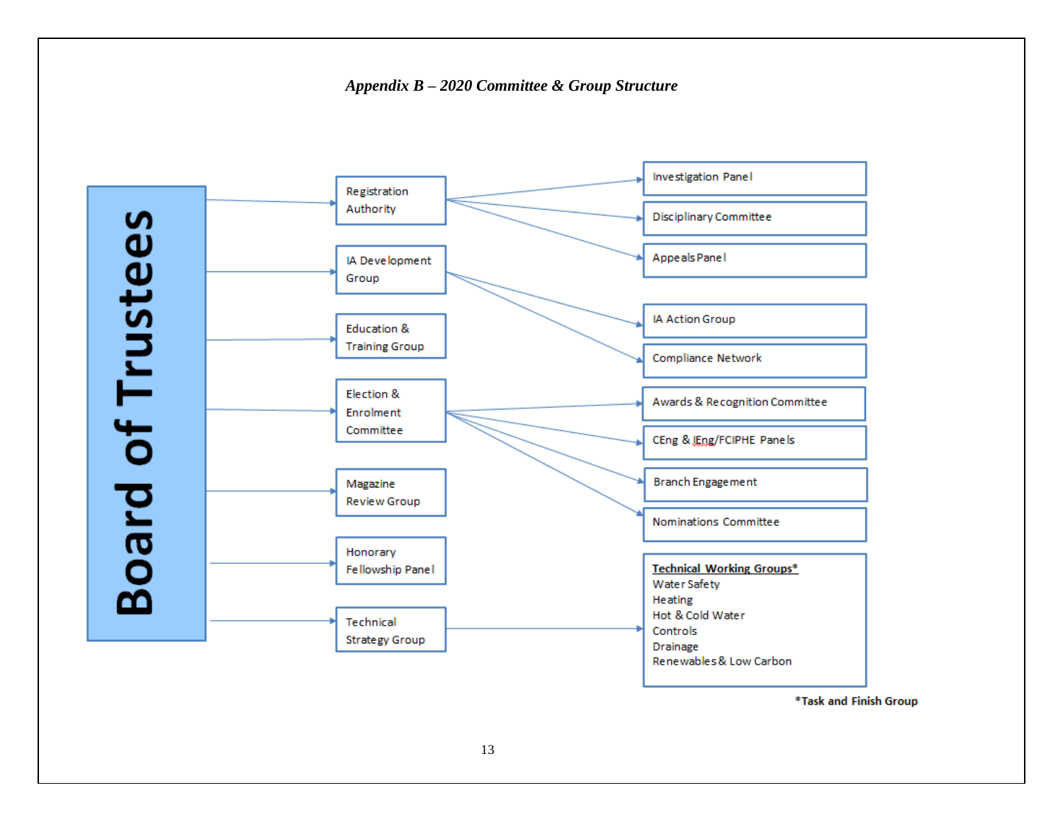*Appendix B – 2020 Committee & Group Structure*

**Board of Trustees**

- Registration Authority
  - Investigation Panel
  - Disciplinary Committee
  - Appeals Panel
- IA Development Group
  - IA Action Group
  - Compliance Network
- Education & Training Group
- Election & Enrolment Committee
  - Awards & Recognition Committee
  - CEng & IEng/FCIPHE Panels
  - Branch Engagement
  - Nominations Committee
- Magazine Review Group
- Honorary Fellowship Panel
- Technical Strategy Group
  - **Technical Working Groups***
    - Water Safety
    - Heating
    - Hot & Cold Water
    - Controls
    - Drainage
    - Renewables & Low Carbon

***Task and Finish Group**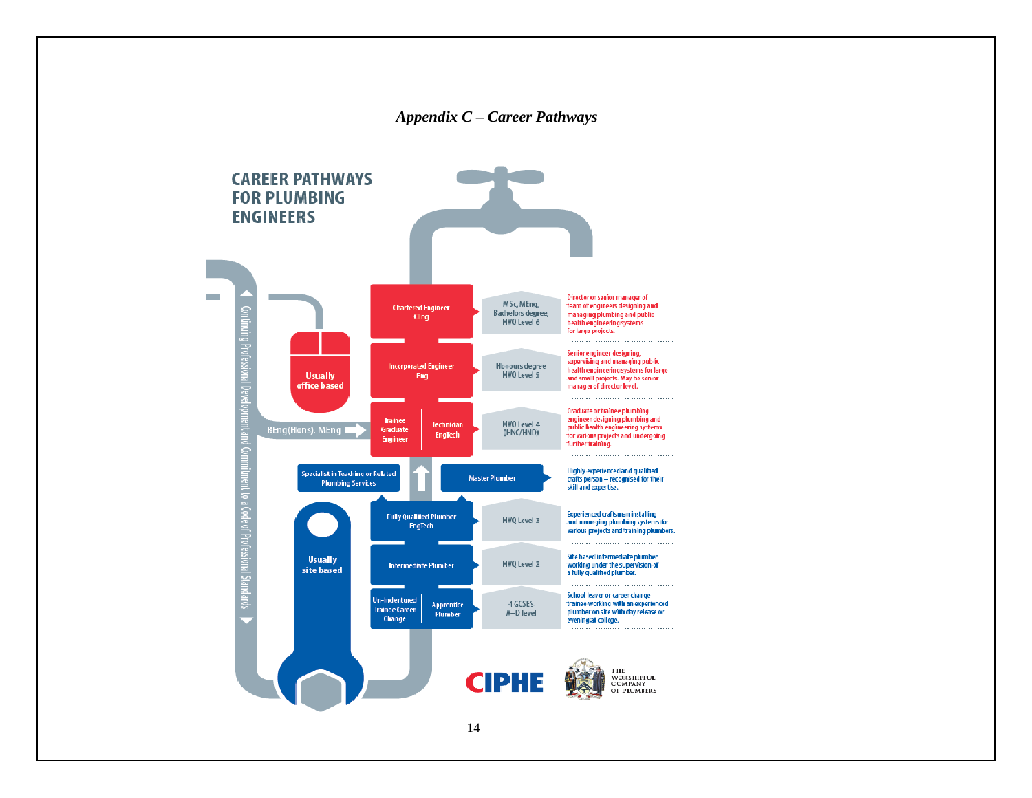*Appendix C – Career Pathways*

CAREER PATHWAYS FOR PLUMBING ENGINEERS

Continuing Professional Development and Commitment to a Code of Professional Standards

Usually office based

Usually site based

BEng(Hons). MEng

Chartered Engineer CEng

MSc, MEng, Bachelors degree, NVQ Level 6

Director or senior manager of team of engineers designing and managing plumbing and public health engineering systems for large projects.

Incorporated Engineer IEng

Honours degree NVQ Level 5

Senior engineer designing, supervising and managing public health engineering systems for large and small projects. May be senior manager of director level.

Trainee Graduate Engineer

Technician EngTech

NVQ Level 4 (HNC/HND)

Graduate or trainee plumbing engineer designing plumbing and public health engineering systems for various projects and undergoing further training.

Specialist in Teaching or Related Plumbing Services

Master Plumber

Highly experienced and qualified crafts person – recognised for their skill and expertise.

Fully Qualified Plumber EngTech

NVQ Level 3

Experienced craftsman installing and managing plumbing systems for various projects and training plumbers.

Intermediate Plumber

NVQ Level 2

Site based intermediate plumber working under the supervision of a fully qualified plumber.

Un-Indentured Trainee Career Change

Apprentice Plumber

4 GCSE's A–D level

School leaver or career change trainee working with an experienced plumber on site with day release or evening at college.

CIPHE

THE WORSHIPFUL COMPANY OF PLUMBERS